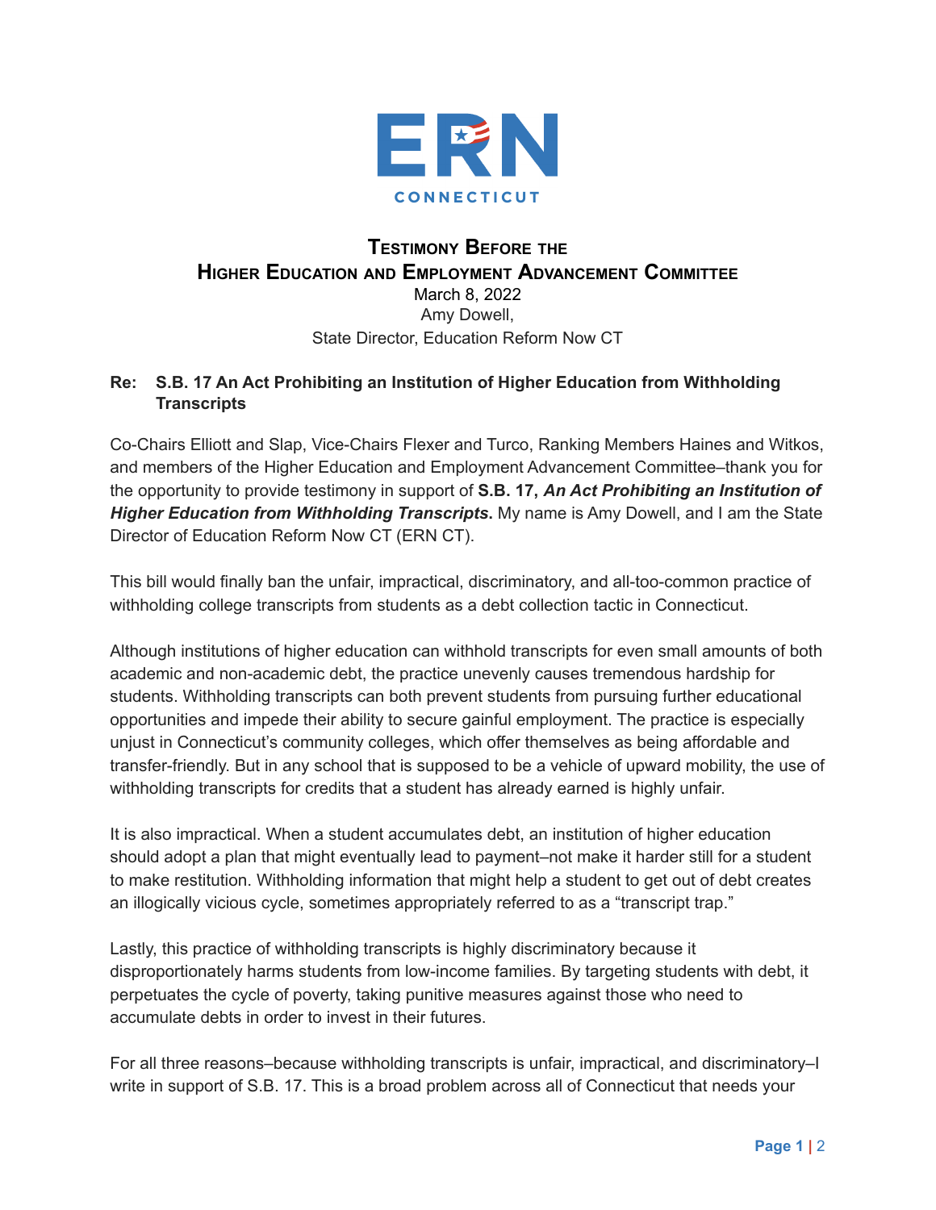ERN CONNECTICUT

# Testimony Before the Higher Education and Employment Advancement Committee

March 8, 2022
Amy Dowell,
State Director, Education Reform Now CT

**Re: S.B. 17 An Act Prohibiting an Institution of Higher Education from Withholding Transcripts**

Co-Chairs Elliott and Slap, Vice-Chairs Flexer and Turco, Ranking Members Haines and Witkos, and members of the Higher Education and Employment Advancement Committee–thank you for the opportunity to provide testimony in support of **S.B. 17, *An Act Prohibiting an Institution of Higher Education from Withholding Transcripts***. My name is Amy Dowell, and I am the State Director of Education Reform Now CT (ERN CT).

This bill would finally ban the unfair, impractical, discriminatory, and all-too-common practice of withholding college transcripts from students as a debt collection tactic in Connecticut.

Although institutions of higher education can withhold transcripts for even small amounts of both academic and non-academic debt, the practice unevenly causes tremendous hardship for students. Withholding transcripts can both prevent students from pursuing further educational opportunities and impede their ability to secure gainful employment. The practice is especially unjust in Connecticut's community colleges, which offer themselves as being affordable and transfer-friendly. But in any school that is supposed to be a vehicle of upward mobility, the use of withholding transcripts for credits that a student has already earned is highly unfair.

It is also impractical. When a student accumulates debt, an institution of higher education should adopt a plan that might eventually lead to payment–not make it harder still for a student to make restitution. Withholding information that might help a student to get out of debt creates an illogically vicious cycle, sometimes appropriately referred to as a "transcript trap."

Lastly, this practice of withholding transcripts is highly discriminatory because it disproportionately harms students from low-income families. By targeting students with debt, it perpetuates the cycle of poverty, taking punitive measures against those who need to accumulate debts in order to invest in their futures.

For all three reasons–because withholding transcripts is unfair, impractical, and discriminatory–I write in support of S.B. 17. This is a broad problem across all of Connecticut that needs your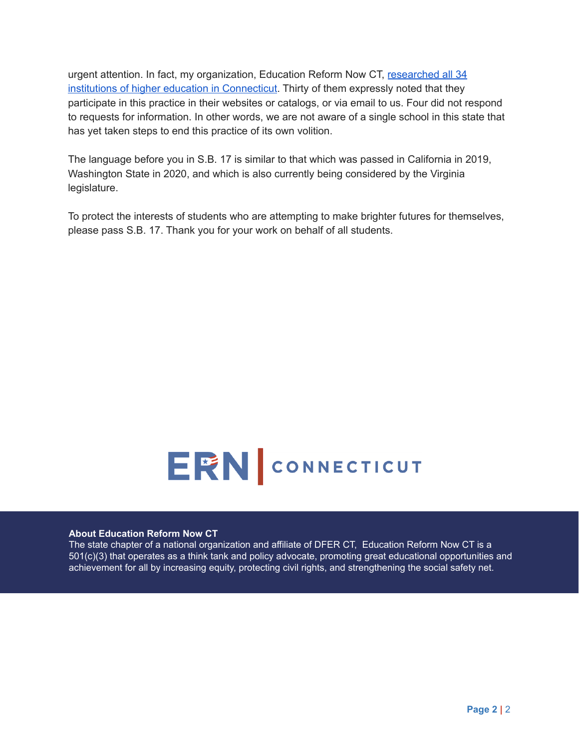urgent attention. In fact, my organization, Education Reform Now CT, researched all 34 institutions of higher education in Connecticut. Thirty of them expressly noted that they participate in this practice in their websites or catalogs, or via email to us. Four did not respond to requests for information. In other words, we are not aware of a single school in this state that has yet taken steps to end this practice of its own volition.

The language before you in S.B. 17 is similar to that which was passed in California in 2019, Washington State in 2020, and which is also currently being considered by the Virginia legislature.

To protect the interests of students who are attempting to make brighter futures for themselves, please pass S.B. 17. Thank you for your work on behalf of all students.

ERN | CONNECTICUT

**About Education Reform Now CT**
The state chapter of a national organization and affiliate of DFER CT, Education Reform Now CT is a 501(c)(3) that operates as a think tank and policy advocate, promoting great educational opportunities and achievement for all by increasing equity, protecting civil rights, and strengthening the social safety net.